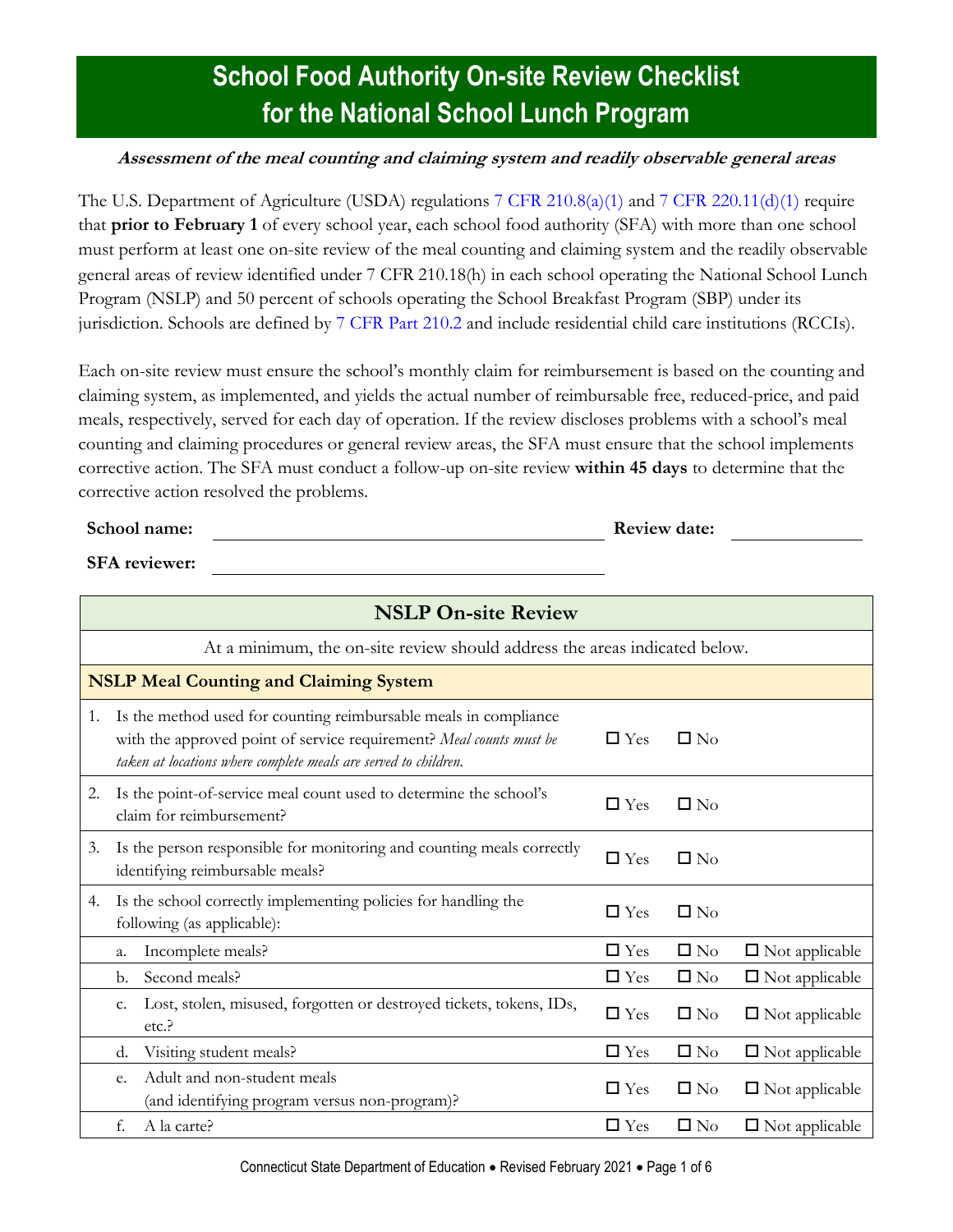# School Food Authority On-site Review Checklist for the National School Lunch Program

***Assessment of the meal counting and claiming system and readily observable general areas***

The U.S. Department of Agriculture (USDA) regulations 7 CFR 210.8(a)(1) and 7 CFR 220.11(d)(1) require that **prior to February 1** of every school year, each school food authority (SFA) with more than one school must perform at least one on-site review of the meal counting and claiming system and the readily observable general areas of review identified under 7 CFR 210.18(h) in each school operating the National School Lunch Program (NSLP) and 50 percent of schools operating the School Breakfast Program (SBP) under its jurisdiction. Schools are defined by 7 CFR Part 210.2 and include residential child care institutions (RCCIs).

Each on-site review must ensure the school's monthly claim for reimbursement is based on the counting and claiming system, as implemented, and yields the actual number of reimbursable free, reduced-price, and paid meals, respectively, served for each day of operation. If the review discloses problems with a school's meal counting and claiming procedures or general review areas, the SFA must ensure that the school implements corrective action. The SFA must conduct a follow-up on-site review **within 45 days** to determine that the corrective action resolved the problems.

**School name:** ______________________ **Review date:** ____________

**SFA reviewer:** ______________________

| **NSLP On-site Review** | | | |
|---|---|---|---|
| At a minimum, the on-site review should address the areas indicated below. | | | |
| **NSLP Meal Counting and Claiming System** | | | |
| 1. Is the method used for counting reimbursable meals in compliance with the approved point of service requirement? *Meal counts must be taken at locations where complete meals are served to children.* | ☐ Yes | ☐ No | |
| 2. Is the point-of-service meal count used to determine the school's claim for reimbursement? | ☐ Yes | ☐ No | |
| 3. Is the person responsible for monitoring and counting meals correctly identifying reimbursable meals? | ☐ Yes | ☐ No | |
| 4. Is the school correctly implementing policies for handling the following (as applicable): | ☐ Yes | ☐ No | |
| a. Incomplete meals? | ☐ Yes | ☐ No | ☐ Not applicable |
| b. Second meals? | ☐ Yes | ☐ No | ☐ Not applicable |
| c. Lost, stolen, misused, forgotten or destroyed tickets, tokens, IDs, etc.? | ☐ Yes | ☐ No | ☐ Not applicable |
| d. Visiting student meals? | ☐ Yes | ☐ No | ☐ Not applicable |
| e. Adult and non-student meals (and identifying program versus non-program)? | ☐ Yes | ☐ No | ☐ Not applicable |
| f. A la carte? | ☐ Yes | ☐ No | ☐ Not applicable |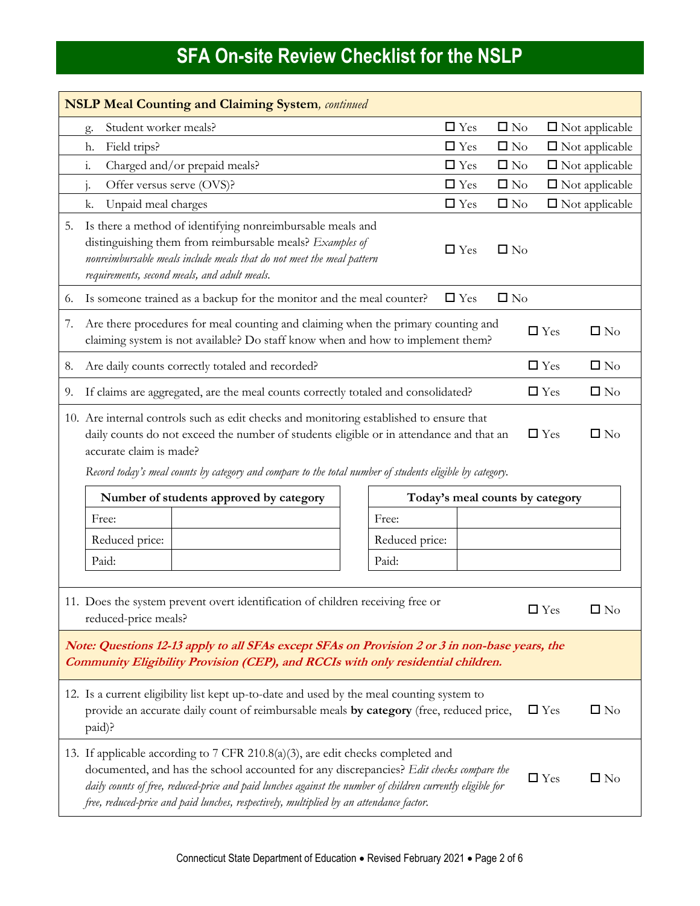# SFA On-site Review Checklist for the NSLP

**NSLP Meal Counting and Claiming System**, *continued*

| Item | | | |
|---|---|---|---|
| g. Student worker meals? | ☐ Yes | ☐ No | ☐ Not applicable |
| h. Field trips? | ☐ Yes | ☐ No | ☐ Not applicable |
| i. Charged and/or prepaid meals? | ☐ Yes | ☐ No | ☐ Not applicable |
| j. Offer versus serve (OVS)? | ☐ Yes | ☐ No | ☐ Not applicable |
| k. Unpaid meal charges | ☐ Yes | ☐ No | ☐ Not applicable |

5. Is there a method of identifying nonreimbursable meals and distinguishing them from reimbursable meals? *Examples of nonreimbursable meals include meals that do not meet the meal pattern requirements, second meals, and adult meals.* ☐ Yes ☐ No

6. Is someone trained as a backup for the monitor and the meal counter? ☐ Yes ☐ No

7. Are there procedures for meal counting and claiming when the primary counting and claiming system is not available? Do staff know when and how to implement them? ☐ Yes ☐ No

8. Are daily counts correctly totaled and recorded? ☐ Yes ☐ No

9. If claims are aggregated, are the meal counts correctly totaled and consolidated? ☐ Yes ☐ No

10. Are internal controls such as edit checks and monitoring established to ensure that daily counts do not exceed the number of students eligible or in attendance and that an accurate claim is made? ☐ Yes ☐ No

    *Record today's meal counts by category and compare to the total number of students eligible by category.*

| Number of students approved by category | |
|---|---|
| Free: | |
| Reduced price: | |
| Paid: | |

| Today's meal counts by category | |
|---|---|
| Free: | |
| Reduced price: | |
| Paid: | |

11. Does the system prevent overt identification of children receiving free or reduced-price meals? ☐ Yes ☐ No

***Note: Questions 12-13 apply to all SFAs except SFAs on Provision 2 or 3 in non-base years, the Community Eligibility Provision (CEP), and RCCIs with only residential children.***

12. Is a current eligibility list kept up-to-date and used by the meal counting system to provide an accurate daily count of reimbursable meals **by category** (free, reduced price, paid)? ☐ Yes ☐ No

13. If applicable according to 7 CFR 210.8(a)(3), are edit checks completed and documented, and has the school accounted for any discrepancies? *Edit checks compare the daily counts of free, reduced-price and paid lunches against the number of children currently eligible for free, reduced-price and paid lunches, respectively, multiplied by an attendance factor.* ☐ Yes ☐ No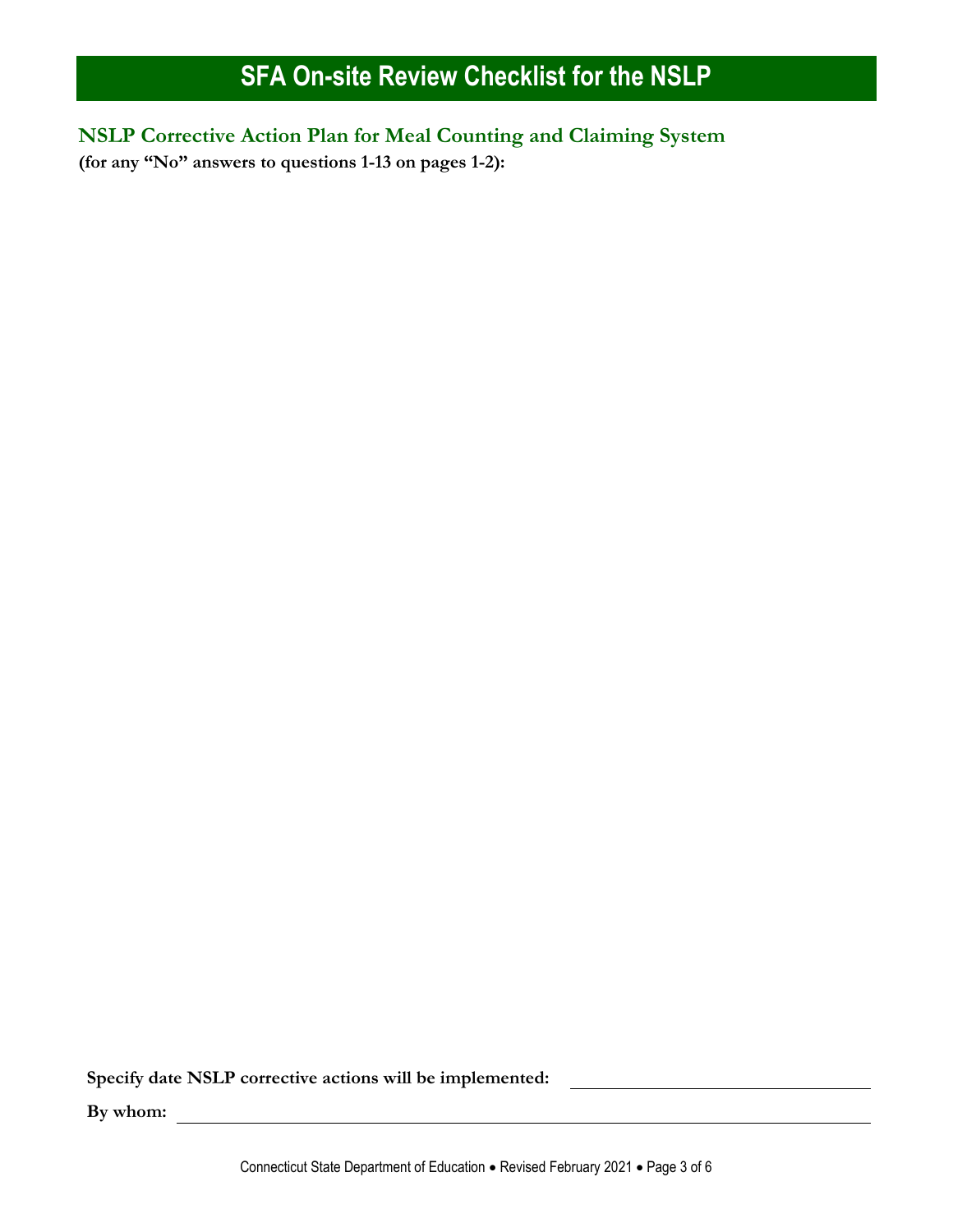# SFA On-site Review Checklist for the NSLP

## NSLP Corrective Action Plan for Meal Counting and Claiming System

**(for any "No" answers to questions 1-13 on pages 1-2):**

**Specify date NSLP corrective actions will be implemented:** ______________________

**By whom:** ______________________________________________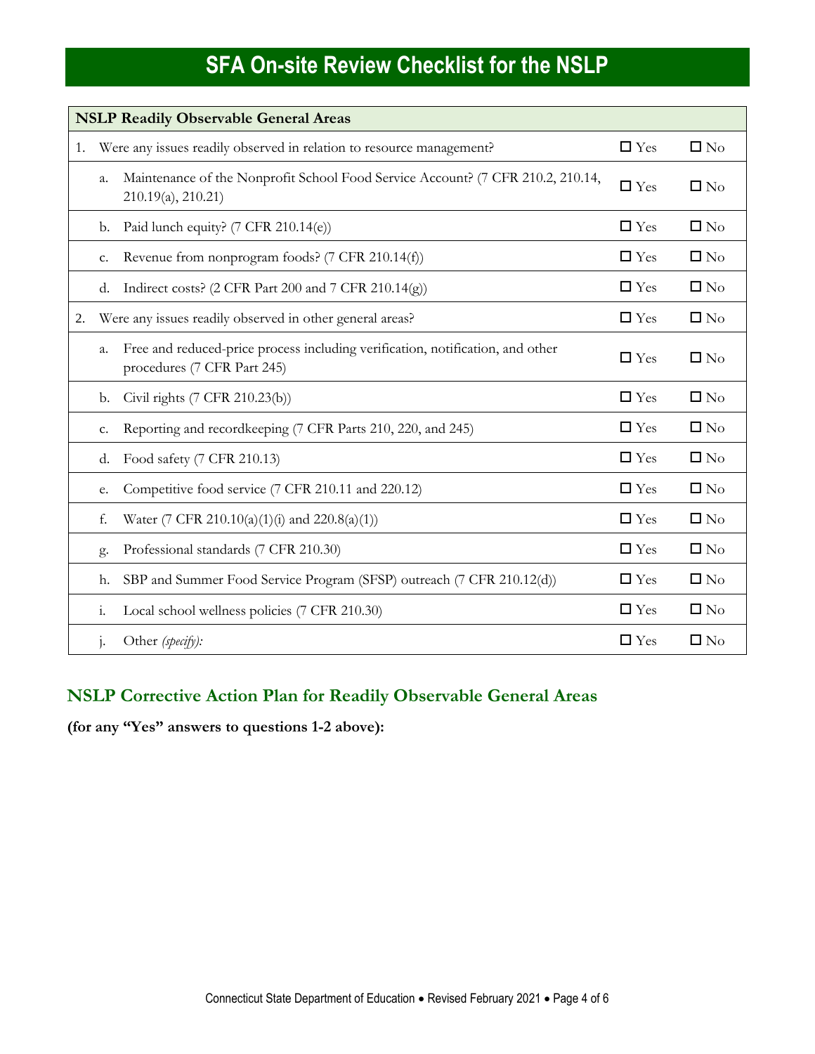# SFA On-site Review Checklist for the NSLP

| NSLP Readily Observable General Areas | | |
|---|---|---|
| 1. Were any issues readily observed in relation to resource management? | ☐ Yes | ☐ No |
| a. Maintenance of the Nonprofit School Food Service Account? (7 CFR 210.2, 210.14, 210.19(a), 210.21) | ☐ Yes | ☐ No |
| b. Paid lunch equity? (7 CFR 210.14(e)) | ☐ Yes | ☐ No |
| c. Revenue from nonprogram foods? (7 CFR 210.14(f)) | ☐ Yes | ☐ No |
| d. Indirect costs? (2 CFR Part 200 and 7 CFR 210.14(g)) | ☐ Yes | ☐ No |
| 2. Were any issues readily observed in other general areas? | ☐ Yes | ☐ No |
| a. Free and reduced-price process including verification, notification, and other procedures (7 CFR Part 245) | ☐ Yes | ☐ No |
| b. Civil rights (7 CFR 210.23(b)) | ☐ Yes | ☐ No |
| c. Reporting and recordkeeping (7 CFR Parts 210, 220, and 245) | ☐ Yes | ☐ No |
| d. Food safety (7 CFR 210.13) | ☐ Yes | ☐ No |
| e. Competitive food service (7 CFR 210.11 and 220.12) | ☐ Yes | ☐ No |
| f. Water (7 CFR 210.10(a)(1)(i) and 220.8(a)(1)) | ☐ Yes | ☐ No |
| g. Professional standards (7 CFR 210.30) | ☐ Yes | ☐ No |
| h. SBP and Summer Food Service Program (SFSP) outreach (7 CFR 210.12(d)) | ☐ Yes | ☐ No |
| i. Local school wellness policies (7 CFR 210.30) | ☐ Yes | ☐ No |
| j. Other *(specify)*: | ☐ Yes | ☐ No |

## NSLP Corrective Action Plan for Readily Observable General Areas

**(for any "Yes" answers to questions 1-2 above):**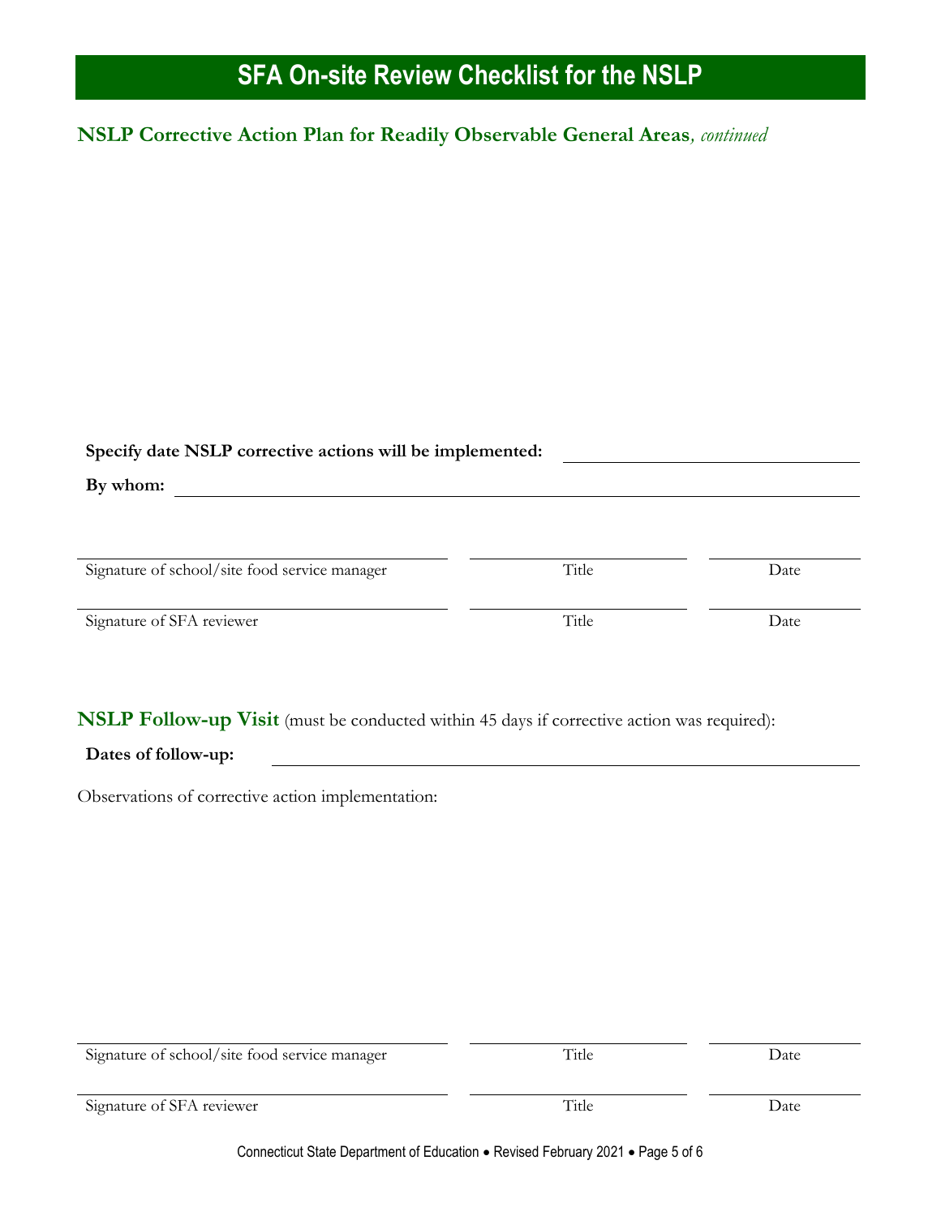# SFA On-site Review Checklist for the NSLP

## NSLP Corrective Action Plan for Readily Observable General Areas, *continued*

**Specify date NSLP corrective actions will be implemented:** ______________________

**By whom:** ______________________________________________

| ______________________________ | ______________ | __________ |
|---|---|---|
| Signature of school/site food service manager | Title | Date |
| Signature of SFA reviewer | Title | Date |

## NSLP Follow-up Visit (must be conducted within 45 days if corrective action was required):

**Dates of follow-up:** ______________________________________

Observations of corrective action implementation:

| ______________________________ | ______________ | __________ |
|---|---|---|
| Signature of school/site food service manager | Title | Date |
| Signature of SFA reviewer | Title | Date |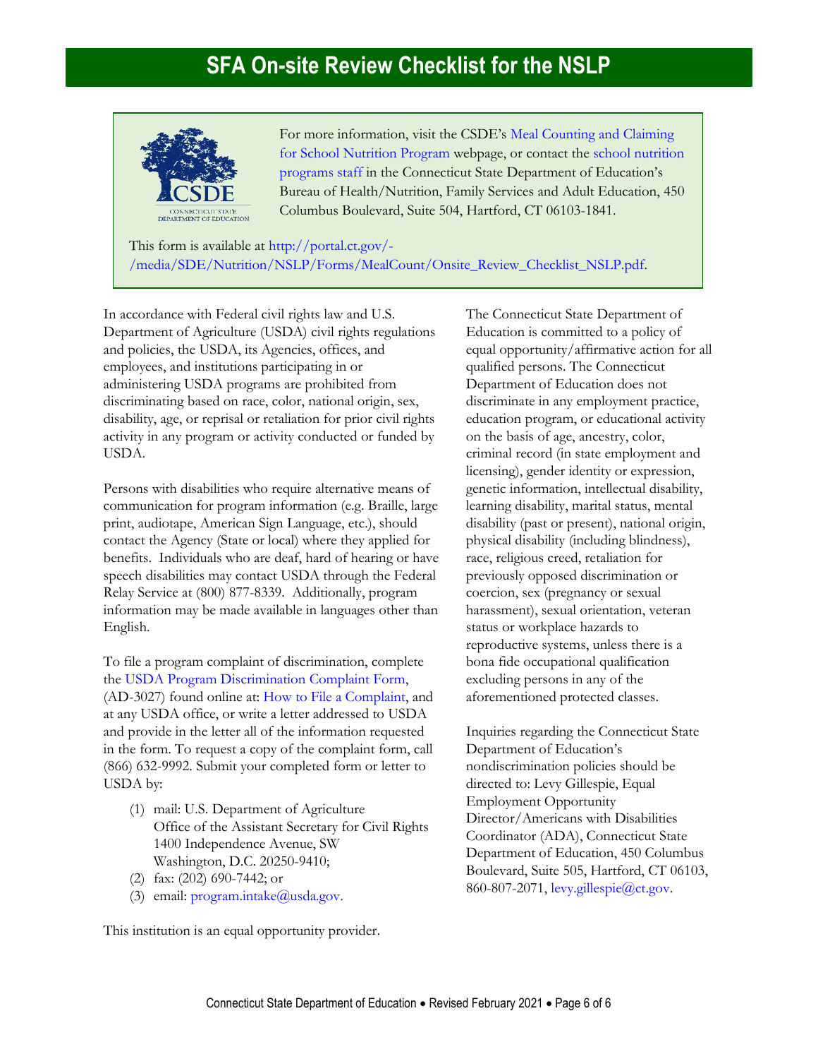# SFA On-site Review Checklist for the NSLP

For more information, visit the CSDE's Meal Counting and Claiming for School Nutrition Program webpage, or contact the school nutrition programs staff in the Connecticut State Department of Education's Bureau of Health/Nutrition, Family Services and Adult Education, 450 Columbus Boulevard, Suite 504, Hartford, CT 06103-1841.

This form is available at http://portal.ct.gov/-/media/SDE/Nutrition/NSLP/Forms/MealCount/Onsite_Review_Checklist_NSLP.pdf.

In accordance with Federal civil rights law and U.S. Department of Agriculture (USDA) civil rights regulations and policies, the USDA, its Agencies, offices, and employees, and institutions participating in or administering USDA programs are prohibited from discriminating based on race, color, national origin, sex, disability, age, or reprisal or retaliation for prior civil rights activity in any program or activity conducted or funded by USDA.

Persons with disabilities who require alternative means of communication for program information (e.g. Braille, large print, audiotape, American Sign Language, etc.), should contact the Agency (State or local) where they applied for benefits. Individuals who are deaf, hard of hearing or have speech disabilities may contact USDA through the Federal Relay Service at (800) 877-8339. Additionally, program information may be made available in languages other than English.

To file a program complaint of discrimination, complete the USDA Program Discrimination Complaint Form, (AD-3027) found online at: How to File a Complaint, and at any USDA office, or write a letter addressed to USDA and provide in the letter all of the information requested in the form. To request a copy of the complaint form, call (866) 632-9992. Submit your completed form or letter to USDA by:

(1) mail: U.S. Department of Agriculture
Office of the Assistant Secretary for Civil Rights
1400 Independence Avenue, SW
Washington, D.C. 20250-9410;
(2) fax: (202) 690-7442; or
(3) email: program.intake@usda.gov.

This institution is an equal opportunity provider.

The Connecticut State Department of Education is committed to a policy of equal opportunity/affirmative action for all qualified persons. The Connecticut Department of Education does not discriminate in any employment practice, education program, or educational activity on the basis of age, ancestry, color, criminal record (in state employment and licensing), gender identity or expression, genetic information, intellectual disability, learning disability, marital status, mental disability (past or present), national origin, physical disability (including blindness), race, religious creed, retaliation for previously opposed discrimination or coercion, sex (pregnancy or sexual harassment), sexual orientation, veteran status or workplace hazards to reproductive systems, unless there is a bona fide occupational qualification excluding persons in any of the aforementioned protected classes.

Inquiries regarding the Connecticut State Department of Education's nondiscrimination policies should be directed to: Levy Gillespie, Equal Employment Opportunity Director/Americans with Disabilities Coordinator (ADA), Connecticut State Department of Education, 450 Columbus Boulevard, Suite 505, Hartford, CT 06103, 860-807-2071, levy.gillespie@ct.gov.